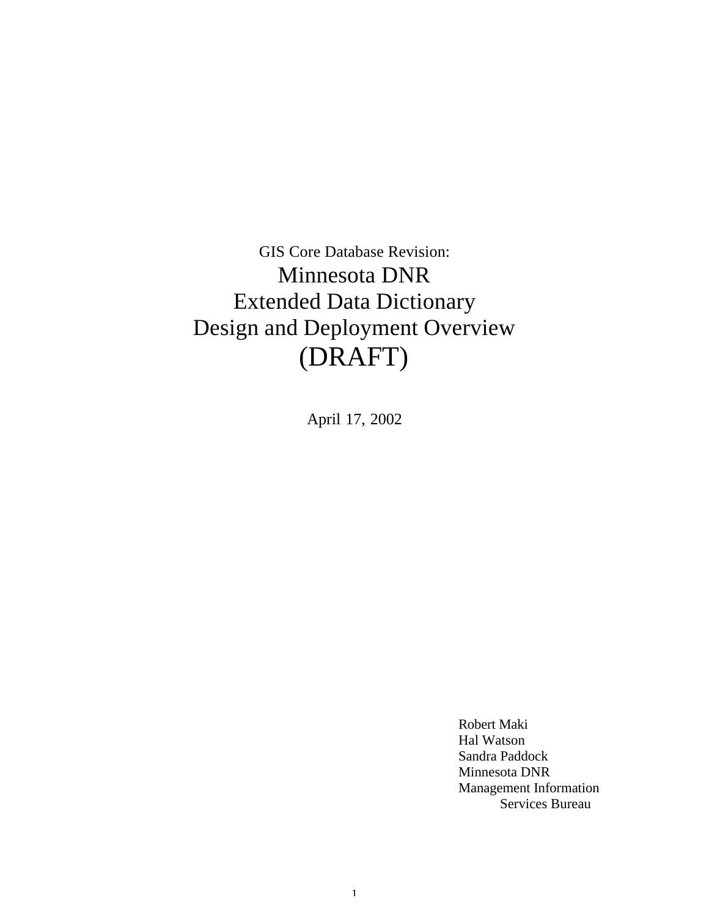GIS Core Database Revision:

# Minnesota DNR Extended Data Dictionary Design and Deployment Overview (DRAFT)

April 17, 2002

Robert Maki
Hal Watson
Sandra Paddock
Minnesota DNR
Management Information Services Bureau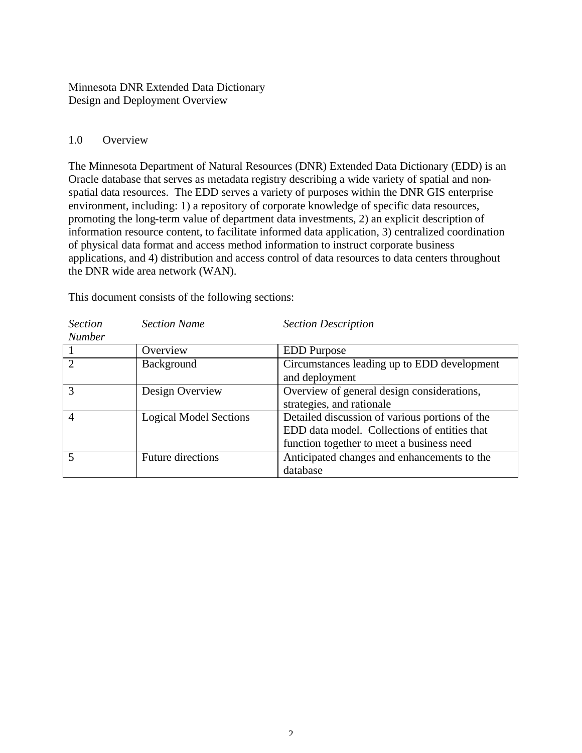Minnesota DNR Extended Data Dictionary
Design and Deployment Overview

## 1.0 Overview

The Minnesota Department of Natural Resources (DNR) Extended Data Dictionary (EDD) is an Oracle database that serves as metadata registry describing a wide variety of spatial and non-spatial data resources. The EDD serves a variety of purposes within the DNR GIS enterprise environment, including: 1) a repository of corporate knowledge of specific data resources, promoting the long-term value of department data investments, 2) an explicit description of information resource content, to facilitate informed data application, 3) centralized coordination of physical data format and access method information to instruct corporate business applications, and 4) distribution and access control of data resources to data centers throughout the DNR wide area network (WAN).

This document consists of the following sections:

| *Section Number* | *Section Name* | *Section Description* |
|---|---|---|
| 1 | Overview | EDD Purpose |
| 2 | Background | Circumstances leading up to EDD development and deployment |
| 3 | Design Overview | Overview of general design considerations, strategies, and rationale |
| 4 | Logical Model Sections | Detailed discussion of various portions of the EDD data model. Collections of entities that function together to meet a business need |
| 5 | Future directions | Anticipated changes and enhancements to the database |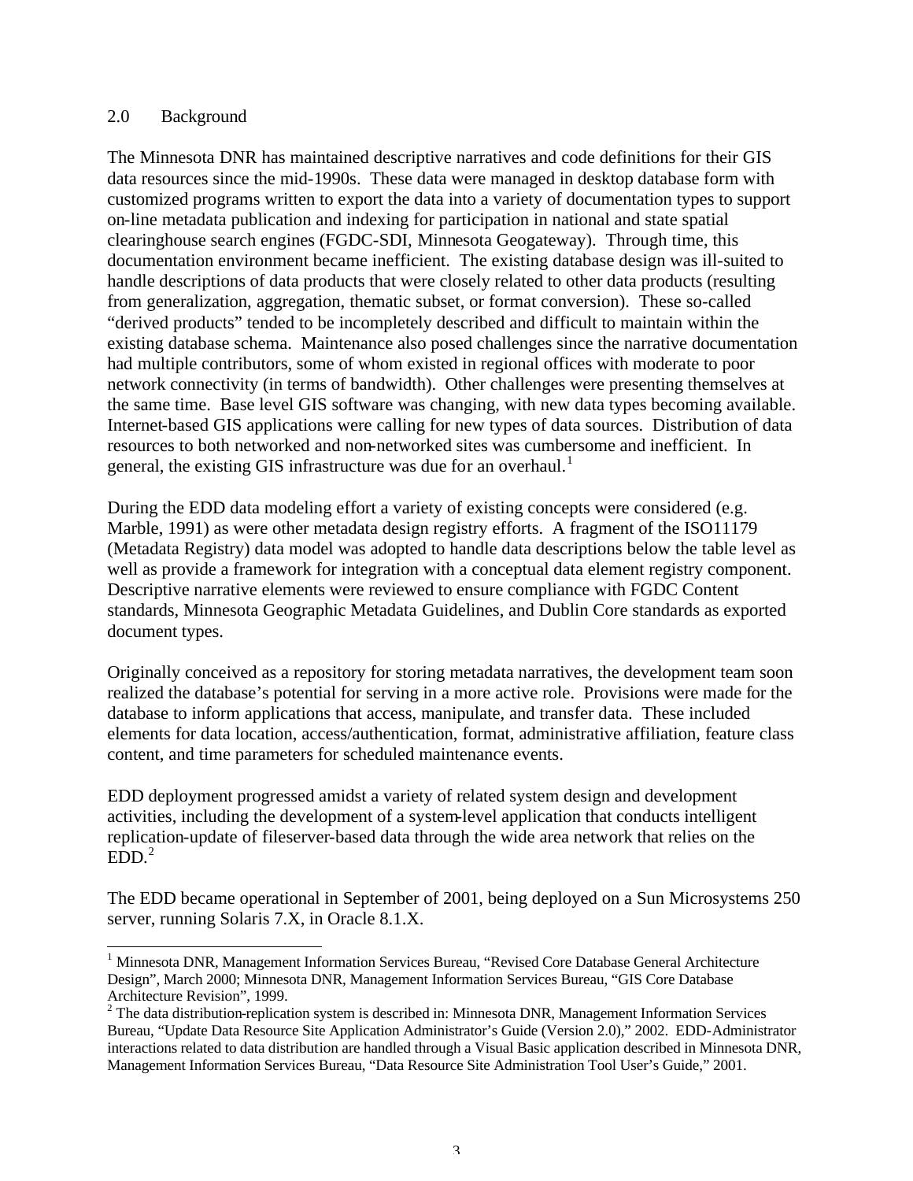## 2.0 Background

The Minnesota DNR has maintained descriptive narratives and code definitions for their GIS data resources since the mid-1990s. These data were managed in desktop database form with customized programs written to export the data into a variety of documentation types to support on-line metadata publication and indexing for participation in national and state spatial clearinghouse search engines (FGDC-SDI, Minnesota Geogateway). Through time, this documentation environment became inefficient. The existing database design was ill-suited to handle descriptions of data products that were closely related to other data products (resulting from generalization, aggregation, thematic subset, or format conversion). These so-called "derived products" tended to be incompletely described and difficult to maintain within the existing database schema. Maintenance also posed challenges since the narrative documentation had multiple contributors, some of whom existed in regional offices with moderate to poor network connectivity (in terms of bandwidth). Other challenges were presenting themselves at the same time. Base level GIS software was changing, with new data types becoming available. Internet-based GIS applications were calling for new types of data sources. Distribution of data resources to both networked and non-networked sites was cumbersome and inefficient. In general, the existing GIS infrastructure was due for an overhaul.[1]

During the EDD data modeling effort a variety of existing concepts were considered (e.g. Marble, 1991) as were other metadata design registry efforts. A fragment of the ISO11179 (Metadata Registry) data model was adopted to handle data descriptions below the table level as well as provide a framework for integration with a conceptual data element registry component. Descriptive narrative elements were reviewed to ensure compliance with FGDC Content standards, Minnesota Geographic Metadata Guidelines, and Dublin Core standards as exported document types.

Originally conceived as a repository for storing metadata narratives, the development team soon realized the database's potential for serving in a more active role. Provisions were made for the database to inform applications that access, manipulate, and transfer data. These included elements for data location, access/authentication, format, administrative affiliation, feature class content, and time parameters for scheduled maintenance events.

EDD deployment progressed amidst a variety of related system design and development activities, including the development of a system-level application that conducts intelligent replication-update of fileserver-based data through the wide area network that relies on the EDD.[2]

The EDD became operational in September of 2001, being deployed on a Sun Microsystems 250 server, running Solaris 7.X, in Oracle 8.1.X.

---

[1] Minnesota DNR, Management Information Services Bureau, "Revised Core Database General Architecture Design", March 2000; Minnesota DNR, Management Information Services Bureau, "GIS Core Database Architecture Revision", 1999.

[2] The data distribution-replication system is described in: Minnesota DNR, Management Information Services Bureau, "Update Data Resource Site Application Administrator's Guide (Version 2.0)," 2002. EDD-Administrator interactions related to data distribution are handled through a Visual Basic application described in Minnesota DNR, Management Information Services Bureau, "Data Resource Site Administration Tool User's Guide," 2001.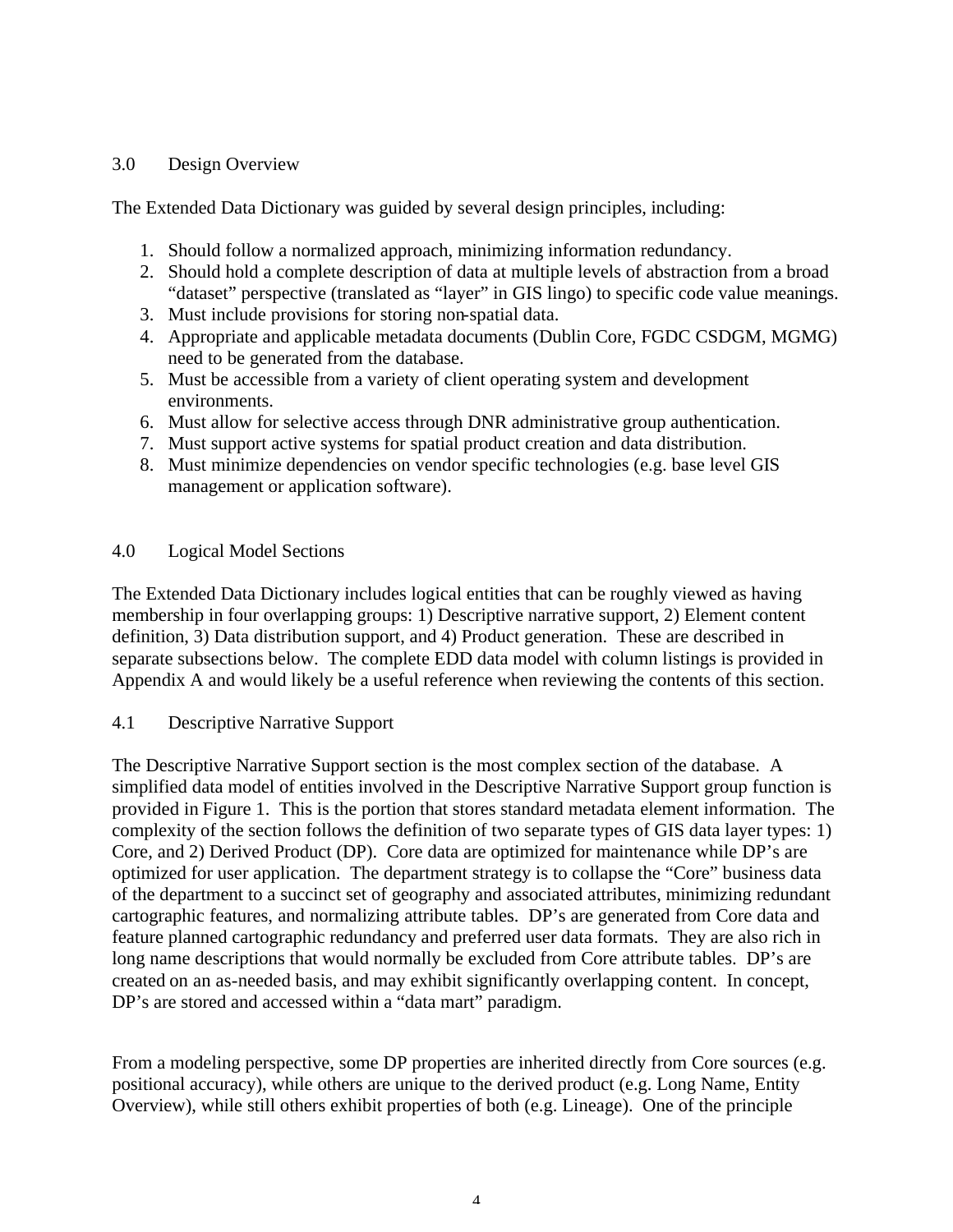## 3.0 Design Overview

The Extended Data Dictionary was guided by several design principles, including:

1. Should follow a normalized approach, minimizing information redundancy.
2. Should hold a complete description of data at multiple levels of abstraction from a broad "dataset" perspective (translated as "layer" in GIS lingo) to specific code value meanings.
3. Must include provisions for storing non-spatial data.
4. Appropriate and applicable metadata documents (Dublin Core, FGDC CSDGM, MGMG) need to be generated from the database.
5. Must be accessible from a variety of client operating system and development environments.
6. Must allow for selective access through DNR administrative group authentication.
7. Must support active systems for spatial product creation and data distribution.
8. Must minimize dependencies on vendor specific technologies (e.g. base level GIS management or application software).

## 4.0 Logical Model Sections

The Extended Data Dictionary includes logical entities that can be roughly viewed as having membership in four overlapping groups: 1) Descriptive narrative support, 2) Element content definition, 3) Data distribution support, and 4) Product generation. These are described in separate subsections below. The complete EDD data model with column listings is provided in Appendix A and would likely be a useful reference when reviewing the contents of this section.

### 4.1 Descriptive Narrative Support

The Descriptive Narrative Support section is the most complex section of the database. A simplified data model of entities involved in the Descriptive Narrative Support group function is provided in Figure 1. This is the portion that stores standard metadata element information. The complexity of the section follows the definition of two separate types of GIS data layer types: 1) Core, and 2) Derived Product (DP). Core data are optimized for maintenance while DP's are optimized for user application. The department strategy is to collapse the "Core" business data of the department to a succinct set of geography and associated attributes, minimizing redundant cartographic features, and normalizing attribute tables. DP's are generated from Core data and feature planned cartographic redundancy and preferred user data formats. They are also rich in long name descriptions that would normally be excluded from Core attribute tables. DP's are created on an as-needed basis, and may exhibit significantly overlapping content. In concept, DP's are stored and accessed within a "data mart" paradigm.

From a modeling perspective, some DP properties are inherited directly from Core sources (e.g. positional accuracy), while others are unique to the derived product (e.g. Long Name, Entity Overview), while still others exhibit properties of both (e.g. Lineage). One of the principle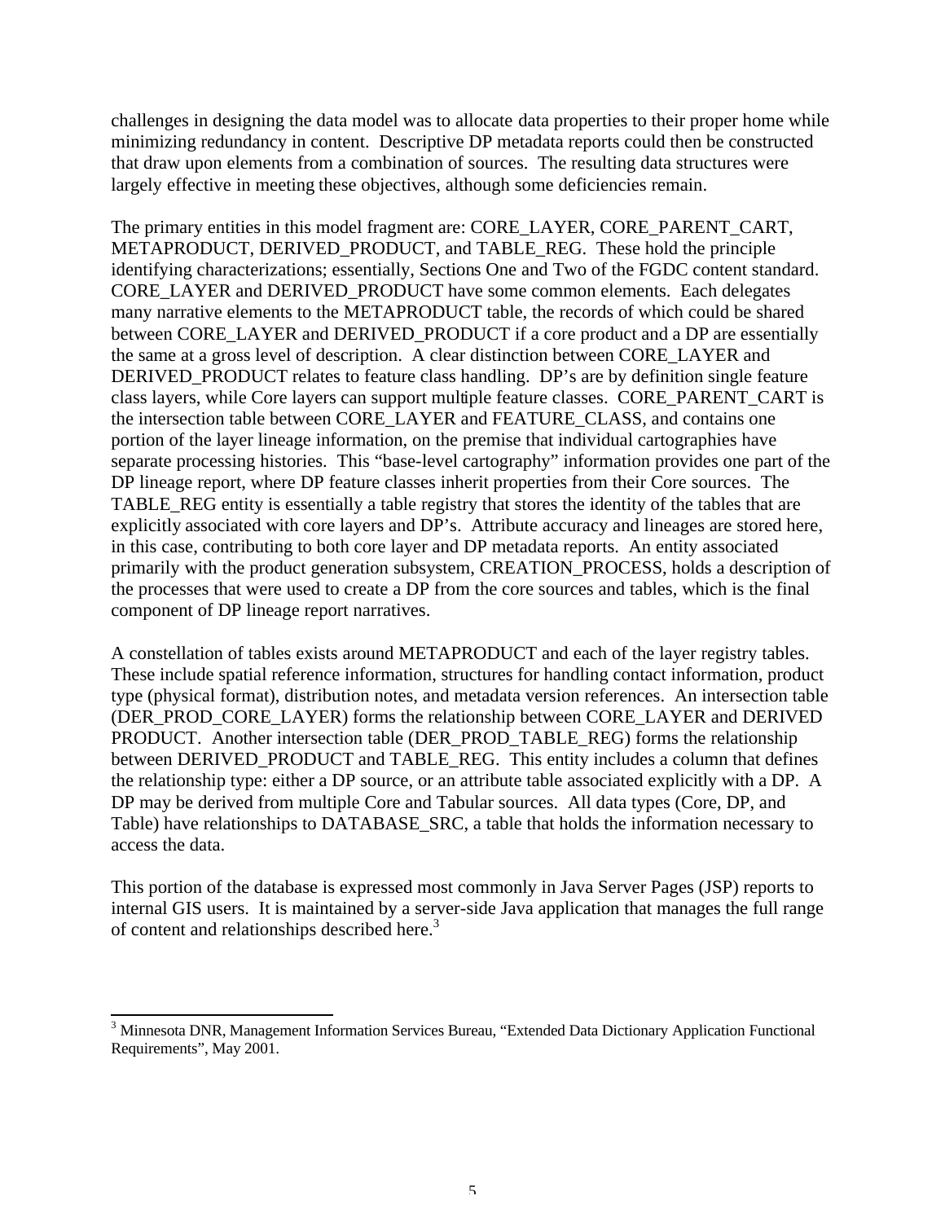challenges in designing the data model was to allocate data properties to their proper home while minimizing redundancy in content. Descriptive DP metadata reports could then be constructed that draw upon elements from a combination of sources. The resulting data structures were largely effective in meeting these objectives, although some deficiencies remain.

The primary entities in this model fragment are: CORE_LAYER, CORE_PARENT_CART, METAPRODUCT, DERIVED_PRODUCT, and TABLE_REG. These hold the principle identifying characterizations; essentially, Sections One and Two of the FGDC content standard. CORE_LAYER and DERIVED_PRODUCT have some common elements. Each delegates many narrative elements to the METAPRODUCT table, the records of which could be shared between CORE_LAYER and DERIVED_PRODUCT if a core product and a DP are essentially the same at a gross level of description. A clear distinction between CORE_LAYER and DERIVED_PRODUCT relates to feature class handling. DP's are by definition single feature class layers, while Core layers can support multiple feature classes. CORE_PARENT_CART is the intersection table between CORE_LAYER and FEATURE_CLASS, and contains one portion of the layer lineage information, on the premise that individual cartographies have separate processing histories. This "base-level cartography" information provides one part of the DP lineage report, where DP feature classes inherit properties from their Core sources. The TABLE_REG entity is essentially a table registry that stores the identity of the tables that are explicitly associated with core layers and DP's. Attribute accuracy and lineages are stored here, in this case, contributing to both core layer and DP metadata reports. An entity associated primarily with the product generation subsystem, CREATION_PROCESS, holds a description of the processes that were used to create a DP from the core sources and tables, which is the final component of DP lineage report narratives.

A constellation of tables exists around METAPRODUCT and each of the layer registry tables. These include spatial reference information, structures for handling contact information, product type (physical format), distribution notes, and metadata version references. An intersection table (DER_PROD_CORE_LAYER) forms the relationship between CORE_LAYER and DERIVED PRODUCT. Another intersection table (DER_PROD_TABLE_REG) forms the relationship between DERIVED_PRODUCT and TABLE_REG. This entity includes a column that defines the relationship type: either a DP source, or an attribute table associated explicitly with a DP. A DP may be derived from multiple Core and Tabular sources. All data types (Core, DP, and Table) have relationships to DATABASE_SRC, a table that holds the information necessary to access the data.

This portion of the database is expressed most commonly in Java Server Pages (JSP) reports to internal GIS users. It is maintained by a server-side Java application that manages the full range of content and relationships described here.[3]

[3] Minnesota DNR, Management Information Services Bureau, "Extended Data Dictionary Application Functional Requirements", May 2001.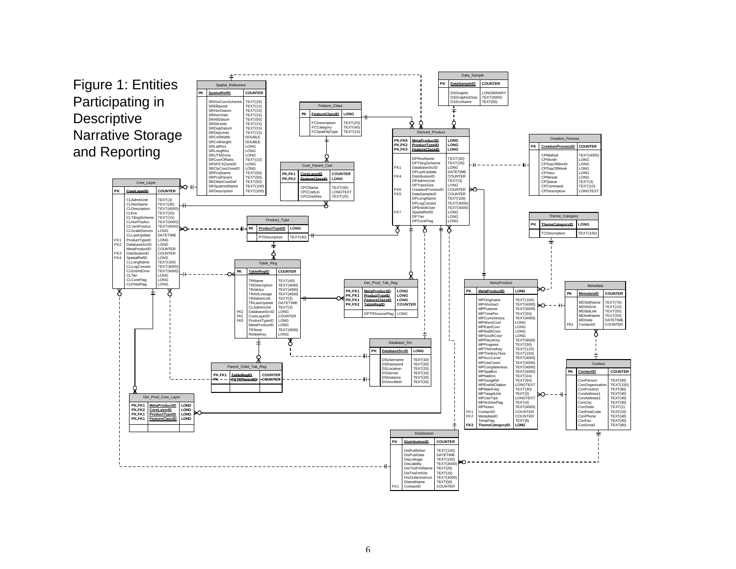# Figure 1: Entities Participating in Descriptive Narrative Storage and Reporting

**Data_Sample**

| Key | Field | Type |
|---|---|---|
| PK | DataSampleID | COUNTER |
| | DSGraphic | LONGBINARY |
| | DSGraphicDesc | TEXT(4000) |
| | DSSrcName | TEXT(50) |

**Spatial_Reference**

| Key | Field | Type |
|---|---|---|
| PK | SpatialRefID | COUNTER |
| | SRHorCoorScheme | TEXT(25) |
| | SREllipsoid | TEXT(15) |
| | SRHorDatum | TEXT(15) |
| | SRHorUnits | TEXT(15) |
| | SRAltDatum | TEXT(50) |
| | SRAltUnits | TEXT(15) |
| | SRDepDatum | TEXT(15) |
| | SRDepUnits | TEXT(15) |
| | SRCellWidth | DOUBLE |
| | SRCellHeight | DOUBLE |
| | SRLatRes | LONG |
| | SRLongRes | LONG |
| | SRUTMZone | LONG |
| | SRCoorOffsets | TEXT(10) |
| | SRSPCSZoneID | LONG |
| | SRCtyCoorZoneID | LONG |
| | SRProjName | TEXT(50) |
| | SRProjParam | TEXT(50) |
| | SROtherCoorDef | TEXT(50) |
| | SRSpatInstName | TEXT(100) |
| | SRDescription | TEXT(200) |

**Feature_Class**

| Key | Field | Type |
|---|---|---|
| PK | FeatureClassID | LONG |
| | FCDescription | TEXT(20) |
| | FCCategory | TEXT(40) |
| | FCSpatObjType | TEXT(10) |

**Derived_Product**

| Key | Field | Type |
|---|---|---|
| PK,FK8 | MetaProductID | LONG |
| PK,FK2 | ProductTypeID | LONG |
| PK,FK3 | FeatureClassID | LONG |
| | DPResName | TEXT(30) |
| | DPTilingScheme | TEXT(30) |
| FK1 | DatabaseSrcID | LONG |
| | DPLastUpdate | DATETIME |
| FK4 | DistributionID | COUNTER |
| | DPAdminUnit | TEXT(3) |
| | DPTransSize | LONG |
| FK6 | CreationProcessID | COUNTER |
| FK5 | DataSampleID | COUNTER |
| | DPLongName | TEXT(100) |
| | DPLogConsist | TEXT(4000) |
| | DPEntAttOver | TEXT(4000) |
| FK7 | SpatialRefID | LONG |
| | DPTier | LONG |
| | DPCoreFlag | LONG |

**Creation_Process**

| Key | Field | Type |
|---|---|---|
| PK | CreationProcessID | COUNTER |
| | CPMethod | TEXT(4000) |
| | CPMonth | LONG |
| | CPDayOfMonth | LONG |
| | CPDayOfWeek | LONG |
| | CPHour | LONG |
| | CPMinute | LONG |
| | CPQueue | TEXT(3) |
| | CPCommand | TEXT(10) |
| | CPDescription | LONGTEXT |

**Core_Parent_Cart**

| Key | Field | Type |
|---|---|---|
| PK,FK1 | CoreLayerID | COUNTER |
| PK,FK2 | FeatureClassID | LONG |
| | CPCName | TEXT(40) |
| | CPCCartLin | LONGTEXT |
| | CPCDistRes | TEXT(20) |

**Core_Layer**

| Key | Field | Type |
|---|---|---|
| PK | CoreLayerID | COUNTER |
| | CLAdminUnit | TEXT(3) |
| | CLResName | TEXT(30) |
| | CLDescription | TEXT(4000) |
| | CLEnv | TEXT(20) |
| | CLTilingScheme | TEXT(15) |
| | CLHorPosAcc | TEXT(4000) |
| | CLVertPosAcc | TEXT(4000) |
| | CLScaleDenom | LONG |
| | CLLastUpdate | DATETIME |
| FK1 | ProductTypeID | LONG |
| FK2 | DatabaseSrcID | LONG |
| | MetaProductID | COUNTER |
| FK3 | DistributionID | COUNTER |
| FK4 | SpatialRefID | LONG |
| | CLLongName | TEXT(100) |
| | CLLogConsist | TEXT(4000) |
| | CLEntAttOver | TEXT(4000) |
| | CLTier | LONG |
| | CLCoreFlag | LONG |
| | CLProtoFlag | LONG |

**Theme_Category**

| Key | Field | Type |
|---|---|---|
| PK | ThemeCategoryID | LONG |
| | TCDescription | TEXT(100) |

**Product_Type**

| Key | Field | Type |
|---|---|---|
| PK | ProductTypeID | LONG |
| | PTDescription | TEXT(40) |

**Table_Reg**

| Key | Field | Type |
|---|---|---|
| PK | TableRegID | COUNTER |
| | TRName | TEXT(40) |
| | TRDescription | TEXT(4000) |
| | TRAttAcc | TEXT(4000) |
| | TRAttLineage | TEXT(4000) |
| | TRAdminUnit | TEXT(3) |
| | TRLastUpdate | DATETIME |
| | CLAdminUnit | TEXT(3) |
| FK2 | DatabaseSrcID | LONG |
| FK1 | CoreLayerID | COUNTER |
| FK3 | ProductTypeID | LONG |
| | MetaProductID | LONG |
| | TRNote | TEXT(4000) |
| | RelateKey | LONG |

**Der_Prod_Tab_Reg**

| Key | Field | Type |
|---|---|---|
| PK,FK1 | MetaProductID | LONG |
| PK,FK1 | ProductTypeID | LONG |
| PK,FK1 | FeatureClassID | LONG |
| PK,FK2 | TableRegID | COUNTER |
| | DPTRSourceFlag | LONG |

**MetaProduct**

| Key | Field | Type |
|---|---|---|
| PK | MetaProductID | LONG |
| | MPOriginator | TEXT(100) |
| | MPAbstract | TEXT(4000) |
| | MPPurpose | TEXT(4000) |
| | MPTimePer | TEXT(50) |
| | MPCurrentness | TEXT(4000) |
| | MPWestCoor | LONG |
| | MPEastCoor | LONG |
| | MPNorthCoor | LONG |
| | MPSouthCoor | LONG |
| | MPPlaceKey | TEXT(4000) |
| | MPProgress | TEXT(30) |
| | MPThemeKey | TEXT(120) |
| | MPThmKeyThes | TEXT(150) |
| | MPAccConst | TEXT(4000) |
| | MPUseConst | TEXT(4000) |
| | MPCompleteness | TEXT(4000) |
| | MPSpatExt | TEXT(4000) |
| | MPNatEnv | TEXT(24) |
| | MPGeogRef | TEXT(60) |
| | MPEntAttCitation | LONGTEXT |
| | MPMainFreq | TEXT(30) |
| | MPTargetUnit | TEXT(3) |
| | MPUseTips | LONGTEXT |
| | MPArchiveFlag | TEXT(4) |
| | MPNotes | TEXT(4000) |
| FK1 | ContactID | COUNTER |
| FK2 | MetadataID | COUNTER |
| | TempFlag | TEXT(8) |
| FK3 | ThemeCategoryID | LONG |

**Metadata**

| Key | Field | Type |
|---|---|---|
| PK | MetadataID | COUNTER |
| | MDStdName | TEXT(70) |
| | MDStdVer | TEXT(15) |
| | MDStdLink | TEXT(50) |
| | MDInstName | TEXT(50) |
| | MDDate | DATETIME |
| FK1 | ContactID | COUNTER |

**Database_Src**

| Key | Field | Type |
|---|---|---|
| PK | DatabaseSrcID | LONG |
| | DSUsername | TEXT(10) |
| | DSPassword | TEXT(20) |
| | DSLocation | TEXT(20) |
| | DSServer | TEXT(10) |
| | DSInstance | TEXT(20) |
| | DSAccMeth | TEXT(20) |

**Parent_Child_Tab_Reg**

| Key | Field | Type |
|---|---|---|
| PK,FK1 | TableRegID | COUNTER |
| ~~PK~~ | ~~PCTRParentID~~ | ~~COUNTER~~ |

**Contact**

| Key | Field | Type |
|---|---|---|
| PK | ContactID | COUNTER |
| | ConPerson | TEXT(40) |
| | ConOrganization | TEXT(150) |
| | ConPosition | TEXT(80) |
| | ConAddress1 | TEXT(40) |
| | ConAddress2 | TEXT(40) |
| | ConCity | TEXT(30) |
| | ConState | TEXT(2) |
| | ConPostCode | TEXT(10) |
| | ConPhone | TEXT(40) |
| | ConFax | TEXT(40) |
| | ConEmail | TEXT(80) |

**Der_Prod_Core_Layer**

| Key | Field | Type |
|---|---|---|
| PK,FK1 | MetaProductID | LONG |
| PK,FK2 | CoreLayerID | LONG |
| PK,FK1 | ProductTypeID | LONG |
| PK,FK1 | FeatureClassID | LONG |

**Distribution**

| Key | Field | Type |
|---|---|---|
| PK | DistributionID | COUNTER |
| | DisPublisher | TEXT(150) |
| | DisPubDate | DATETIME |
| | DisLinkage | TEXT(150) |
| | DisLiability | TEXT(4000) |
| | DisTrnsFmtName | TEXT(25) |
| | DisTrnsFmtVer | TEXT(15) |
| | DisOrderInstruct | TEXT(4000) |
| | DisInstName | TEXT(50) |
| FK1 | ContactID | COUNTER |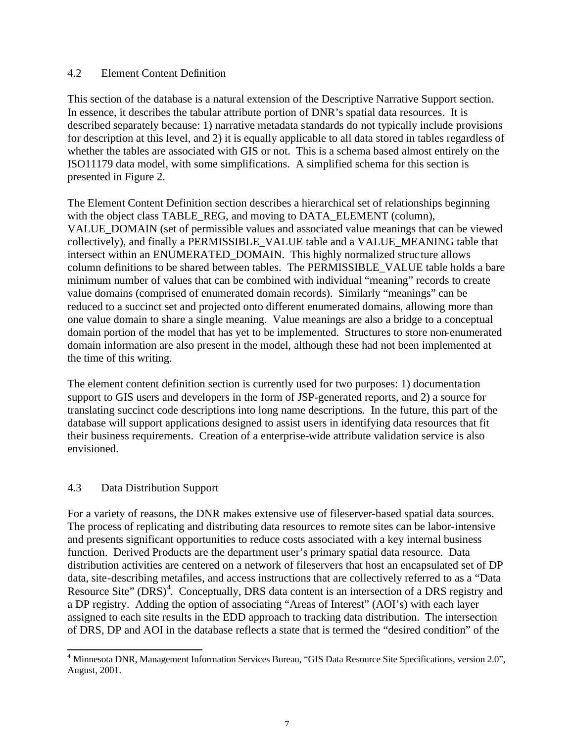## 4.2 Element Content Definition

This section of the database is a natural extension of the Descriptive Narrative Support section. In essence, it describes the tabular attribute portion of DNR's spatial data resources. It is described separately because: 1) narrative metadata standards do not typically include provisions for description at this level, and 2) it is equally applicable to all data stored in tables regardless of whether the tables are associated with GIS or not. This is a schema based almost entirely on the ISO11179 data model, with some simplifications. A simplified schema for this section is presented in Figure 2.

The Element Content Definition section describes a hierarchical set of relationships beginning with the object class TABLE_REG, and moving to DATA_ELEMENT (column), VALUE_DOMAIN (set of permissible values and associated value meanings that can be viewed collectively), and finally a PERMISSIBLE_VALUE table and a VALUE_MEANING table that intersect within an ENUMERATED_DOMAIN. This highly normalized structure allows column definitions to be shared between tables. The PERMISSIBLE_VALUE table holds a bare minimum number of values that can be combined with individual "meaning" records to create value domains (comprised of enumerated domain records). Similarly "meanings" can be reduced to a succinct set and projected onto different enumerated domains, allowing more than one value domain to share a single meaning. Value meanings are also a bridge to a conceptual domain portion of the model that has yet to be implemented. Structures to store non-enumerated domain information are also present in the model, although these had not been implemented at the time of this writing.

The element content definition section is currently used for two purposes: 1) documentation support to GIS users and developers in the form of JSP-generated reports, and 2) a source for translating succinct code descriptions into long name descriptions. In the future, this part of the database will support applications designed to assist users in identifying data resources that fit their business requirements. Creation of a enterprise-wide attribute validation service is also envisioned.

## 4.3 Data Distribution Support

For a variety of reasons, the DNR makes extensive use of fileserver-based spatial data sources. The process of replicating and distributing data resources to remote sites can be labor-intensive and presents significant opportunities to reduce costs associated with a key internal business function. Derived Products are the department user's primary spatial data resource. Data distribution activities are centered on a network of fileservers that host an encapsulated set of DP data, site-describing metafiles, and access instructions that are collectively referred to as a "Data Resource Site" (DRS)[4]. Conceptually, DRS data content is an intersection of a DRS registry and a DP registry. Adding the option of associating "Areas of Interest" (AOI's) with each layer assigned to each site results in the EDD approach to tracking data distribution. The intersection of DRS, DP and AOI in the database reflects a state that is termed the "desired condition" of the

[4] Minnesota DNR, Management Information Services Bureau, "GIS Data Resource Site Specifications, version 2.0", August, 2001.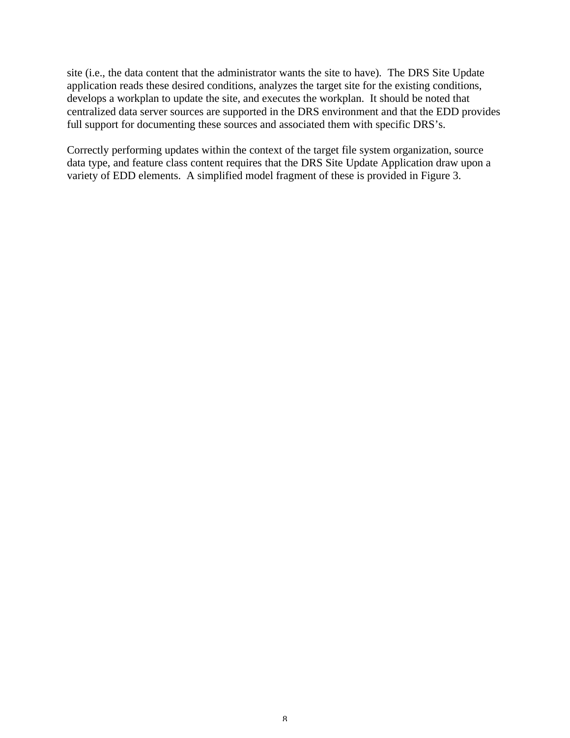site (i.e., the data content that the administrator wants the site to have). The DRS Site Update application reads these desired conditions, analyzes the target site for the existing conditions, develops a workplan to update the site, and executes the workplan. It should be noted that centralized data server sources are supported in the DRS environment and that the EDD provides full support for documenting these sources and associated them with specific DRS's.

Correctly performing updates within the context of the target file system organization, source data type, and feature class content requires that the DRS Site Update Application draw upon a variety of EDD elements. A simplified model fragment of these is provided in Figure 3.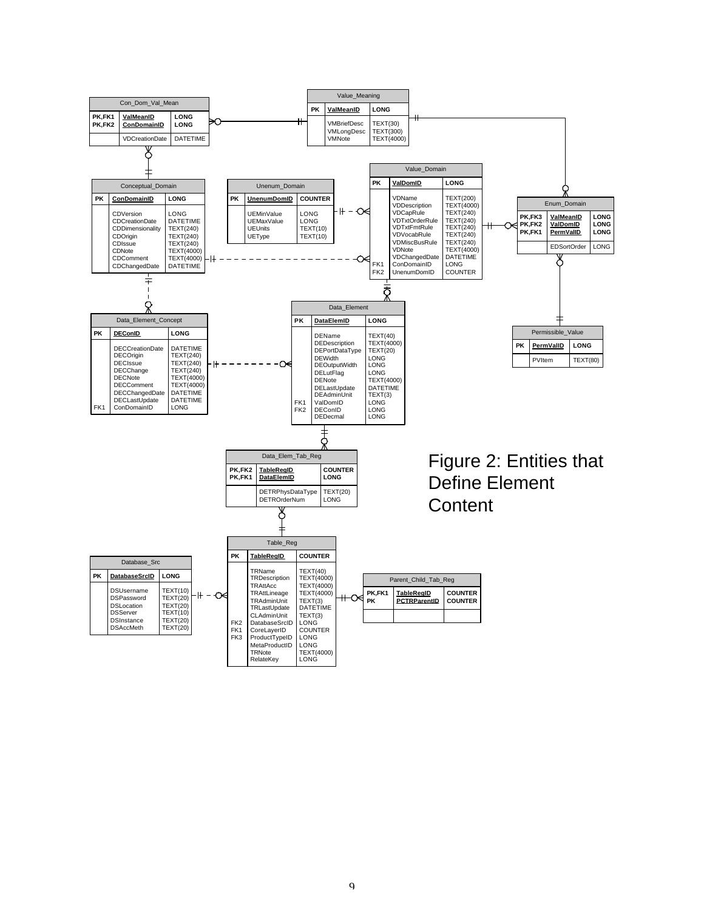**Con_Dom_Val_Mean**

| Key | Field | Type |
|---|---|---|
| PK,FK1 | ValMeanID | LONG |
| PK,FK2 | ConDomainID | LONG |
| | VDCreationDate | DATETIME |

**Value_Meaning**

| Key | Field | Type |
|---|---|---|
| PK | ValMeanID | LONG |
| | VMBriefDesc | TEXT(30) |
| | VMLongDesc | TEXT(300) |
| | VMNote | TEXT(4000) |

**Value_Domain**

| Key | Field | Type |
|---|---|---|
| PK | ValDomID | LONG |
| | VDName | TEXT(200) |
| | VDDescription | TEXT(4000) |
| | VDCapRule | TEXT(240) |
| | VDTxtOrderRule | TEXT(240) |
| | VDTxtFmtRule | TEXT(240) |
| | VDVocabRule | TEXT(240) |
| | VDMiscBusRule | TEXT(240) |
| | VDNote | TEXT(4000) |
| | VDChangedDate | DATETIME |
| FK1 | ConDomainID | LONG |
| FK2 | UnenumDomID | COUNTER |

**Conceptual_Domain**

| Key | Field | Type |
|---|---|---|
| PK | ConDomainID | LONG |
| | CDVersion | LONG |
| | CDCreationDate | DATETIME |
| | CDDimensionality | TEXT(240) |
| | CDOrigin | TEXT(240) |
| | CDIssue | TEXT(240) |
| | CDNote | TEXT(4000) |
| | CDComment | TEXT(4000) |
| | CDChangedDate | DATETIME |

**Unenum_Domain**

| Key | Field | Type |
|---|---|---|
| PK | UnenumDomID | COUNTER |
| | UEMinValue | LONG |
| | UEMaxValue | LONG |
| | UEUnits | TEXT(10) |
| | UEType | TEXT(10) |

**Enum_Domain**

| Key | Field | Type |
|---|---|---|
| PK,FK3 | ValMeanID | LONG |
| PK,FK2 | ValDomID | LONG |
| PK,FK1 | PermValID | LONG |
| | EDSortOrder | LONG |

**Data_Element_Concept**

| Key | Field | Type |
|---|---|---|
| PK | DEConID | LONG |
| | DECCreationDate | DATETIME |
| | DECOrigin | TEXT(240) |
| | DECIssue | TEXT(240) |
| | DECChange | TEXT(240) |
| | DECNote | TEXT(4000) |
| | DECComment | TEXT(4000) |
| | DECChangedDate | DATETIME |
| | DECLastUpdate | DATETIME |
| FK1 | ConDomainID | LONG |

**Data_Element**

| Key | Field | Type |
|---|---|---|
| PK | DataElemID | LONG |
| | DEName | TEXT(40) |
| | DEDescription | TEXT(4000) |
| | DEPortDataType | TEXT(20) |
| | DEWidth | LONG |
| | DEOutputWidth | LONG |
| | DELutFlag | LONG |
| | DENote | TEXT(4000) |
| | DELastUpdate | DATETIME |
| | DEAdminUnit | TEXT(3) |
| FK1 | ValDomID | LONG |
| FK2 | DEConID | LONG |
| | DEDecmal | LONG |

**Permissible_Value**

| Key | Field | Type |
|---|---|---|
| PK | PermValID | LONG |
| | PVItem | TEXT(80) |

**Data_Elem_Tab_Reg**

| Key | Field | Type |
|---|---|---|
| PK,FK2 | TableRegID | COUNTER |
| PK,FK1 | DataElemID | LONG |
| | DETRPhysDataType | TEXT(20) |
| | DETROrderNum | LONG |

**Table_Reg**

| Key | Field | Type |
|---|---|---|
| PK | TableRegID | COUNTER |
| | TRName | TEXT(40) |
| | TRDescription | TEXT(4000) |
| | TRAttAcc | TEXT(4000) |
| | TRAttLineage | TEXT(4000) |
| | TRAdminUnit | TEXT(3) |
| | TRLastUpdate | DATETIME |
| | CLAdminUnit | TEXT(3) |
| FK2 | DatabaseSrcID | LONG |
| FK1 | CoreLayerID | COUNTER |
| FK3 | ProductTypeID | LONG |
| | MetaProductID | LONG |
| | TRNote | TEXT(4000) |
| | RelateKey | LONG |

**Database_Src**

| Key | Field | Type |
|---|---|---|
| PK | DatabaseSrcID | LONG |
| | DSUsername | TEXT(10) |
| | DSPassword | TEXT(20) |
| | DSLocation | TEXT(20) |
| | DSServer | TEXT(10) |
| | DSInstance | TEXT(20) |
| | DSAccMeth | TEXT(20) |

**Parent_Child_Tab_Reg**

| Key | Field | Type |
|---|---|---|
| PK,FK1 | TableRegID | COUNTER |
| PK | PCTRParentID | COUNTER |

Figure 2: Entities that Define Element Content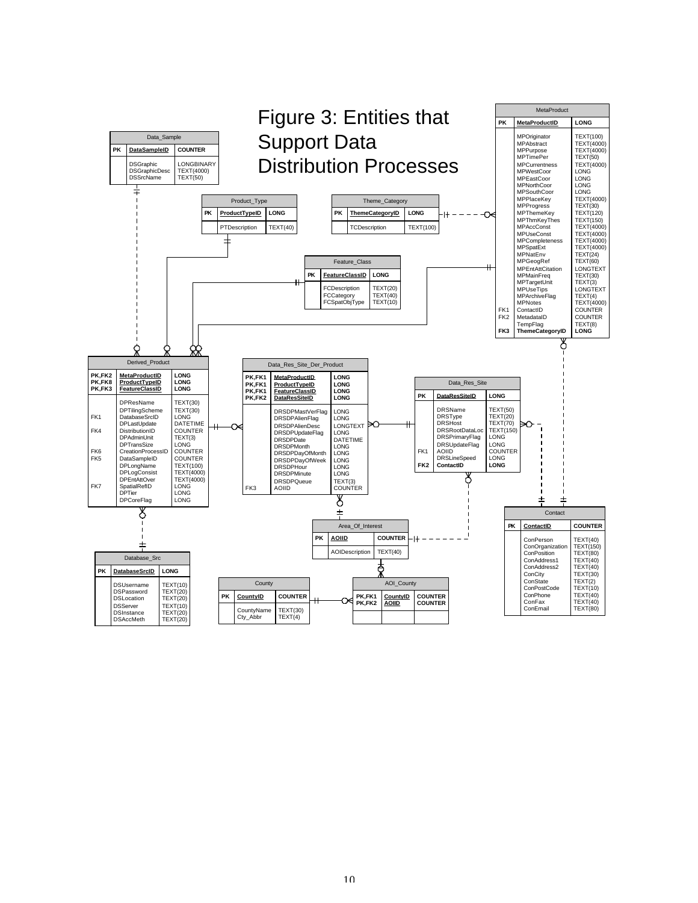# Figure 3: Entities that Support Data Distribution Processes

**MetaProduct**

| Key | Field | Type |
|---|---|---|
| PK | MetaProductID | LONG |
| | MPOriginator | TEXT(100) |
| | MPAbstract | TEXT(4000) |
| | MPPurpose | TEXT(4000) |
| | MPTimePer | TEXT(50) |
| | MPCurrentness | TEXT(4000) |
| | MPWestCoor | LONG |
| | MPEastCoor | LONG |
| | MPNorthCoor | LONG |
| | MPSouthCoor | LONG |
| | MPPlaceKey | TEXT(4000) |
| | MPProgress | TEXT(30) |
| | MPThemeKey | TEXT(120) |
| | MPThmKeyThes | TEXT(150) |
| | MPAccConst | TEXT(4000) |
| | MPUseConst | TEXT(4000) |
| | MPCompleteness | TEXT(4000) |
| | MPSpatExt | TEXT(4000) |
| | MPNatEnv | TEXT(24) |
| | MPGeogRef | TEXT(60) |
| | MPEntAttCitation | LONGTEXT |
| | MPMainFreq | TEXT(30) |
| | MPTargetUnit | TEXT(3) |
| | MPUseTips | LONGTEXT |
| | MPArchiveFlag | TEXT(4) |
| | MPNotes | TEXT(4000) |
| FK1 | ContactID | COUNTER |
| FK2 | MetadataID | COUNTER |
| | TempFlag | TEXT(8) |
| FK3 | ThemeCategoryID | LONG |

**Data_Sample**

| Key | Field | Type |
|---|---|---|
| PK | DataSampleID | COUNTER |
| | DSGraphic | LONGBINARY |
| | DSGraphicDesc | TEXT(4000) |
| | DSSrcName | TEXT(50) |

**Product_Type**

| Key | Field | Type |
|---|---|---|
| PK | ProductTypeID | LONG |
| | PTDescription | TEXT(40) |

**Theme_Category**

| Key | Field | Type |
|---|---|---|
| PK | ThemeCategoryID | LONG |
| | TCDescription | TEXT(100) |

**Feature_Class**

| Key | Field | Type |
|---|---|---|
| PK | FeatureClassID | LONG |
| | FCDescription | TEXT(20) |
| | FCCategory | TEXT(40) |
| | FCSpatObjType | TEXT(10) |

**Derived_Product**

| Key | Field | Type |
|---|---|---|
| PK,FK2 | MetaProductID | LONG |
| PK,FK8 | ProductTypeID | LONG |
| PK,FK3 | FeatureClassID | LONG |
| | DPResName | TEXT(30) |
| | DPTilingScheme | TEXT(30) |
| FK1 | DatabaseSrcID | LONG |
| | DPLastUpdate | DATETIME |
| FK4 | DistributionID | COUNTER |
| | DPAdminUnit | TEXT(3) |
| | DPTransSize | LONG |
| FK6 | CreationProcessID | COUNTER |
| FK5 | DataSampleID | COUNTER |
| | DPLongName | TEXT(100) |
| | DPLogConsist | TEXT(4000) |
| | DPEntAttOver | TEXT(4000) |
| FK7 | SpatialRefID | LONG |
| | DPTier | LONG |
| | DPCoreFlag | LONG |

**Data_Res_Site_Der_Product**

| Key | Field | Type |
|---|---|---|
| PK,FK1 | MetaProductID | LONG |
| PK,FK1 | ProductTypeID | LONG |
| PK,FK1 | FeatureClassID | LONG |
| PK,FK2 | DataResSiteID | LONG |
| | DRSDPMastVerFlag | LONG |
| | DRSDPAlienFlag | LONG |
| | DRSDPAlienDesc | LONGTEXT |
| | DRSDPUpdateFlag | LONG |
| | DRSDPDate | DATETIME |
| | DRSDPMonth | LONG |
| | DRSDPDayOfMonth | LONG |
| | DRSDPDayOfWeek | LONG |
| | DRSDPHour | LONG |
| | DRSDPMinute | LONG |
| | DRSDPQueue | TEXT(3) |
| FK3 | AOIID | COUNTER |

**Data_Res_Site**

| Key | Field | Type |
|---|---|---|
| PK | DataResSiteID | LONG |
| | DRSName | TEXT(50) |
| | DRSType | TEXT(20) |
| | DRSHost | TEXT(70) |
| | DRSRootDataLoc | TEXT(150) |
| | DRSPrimaryFlag | LONG |
| | DRSUpdateFlag | LONG |
| FK1 | AOIID | COUNTER |
| | DRSLineSpeed | LONG |
| FK2 | ContactID | LONG |

**Contact**

| Key | Field | Type |
|---|---|---|
| PK | ContactID | COUNTER |
| | ConPerson | TEXT(40) |
| | ConOrganization | TEXT(150) |
| | ConPosition | TEXT(80) |
| | ConAddress1 | TEXT(40) |
| | ConAddress2 | TEXT(40) |
| | ConCity | TEXT(30) |
| | ConState | TEXT(2) |
| | ConPostCode | TEXT(10) |
| | ConPhone | TEXT(40) |
| | ConFax | TEXT(40) |
| | ConEmail | TEXT(80) |

**Area_Of_Interest**

| Key | Field | Type |
|---|---|---|
| PK | AOIID | COUNTER |
| | AOIDescription | TEXT(40) |

**Database_Src**

| Key | Field | Type |
|---|---|---|
| PK | DatabaseSrcID | LONG |
| | DSUsername | TEXT(10) |
| | DSPassword | TEXT(20) |
| | DSLocation | TEXT(20) |
| | DSServer | TEXT(10) |
| | DSInstance | TEXT(20) |
| | DSAccMeth | TEXT(20) |

**County**

| Key | Field | Type |
|---|---|---|
| PK | CountyID | COUNTER |
| | CountyName | TEXT(30) |
| | Cty_Abbr | TEXT(4) |

**AOI_County**

| Key | Field | Type |
|---|---|---|
| PK,FK1 | CountyID | COUNTER |
| PK,FK2 | AOIID | COUNTER |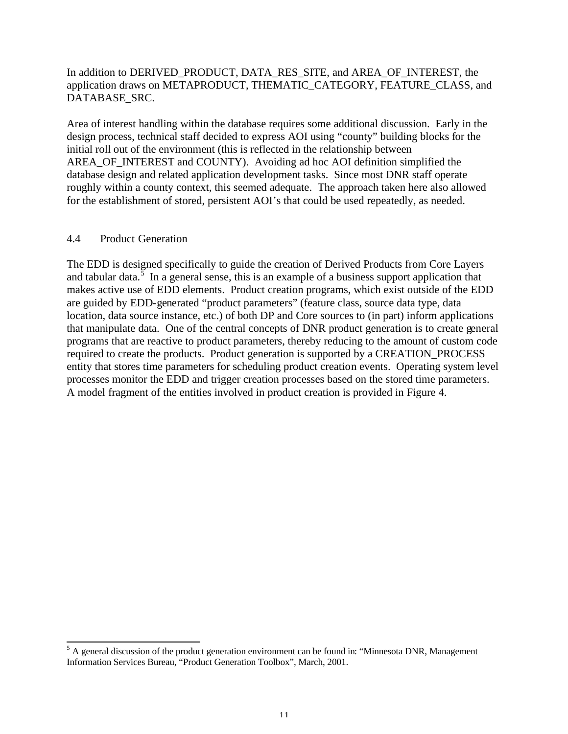In addition to DERIVED_PRODUCT, DATA_RES_SITE, and AREA_OF_INTEREST, the application draws on METAPRODUCT, THEMATIC_CATEGORY, FEATURE_CLASS, and DATABASE_SRC.

Area of interest handling within the database requires some additional discussion. Early in the design process, technical staff decided to express AOI using "county" building blocks for the initial roll out of the environment (this is reflected in the relationship between AREA_OF_INTEREST and COUNTY). Avoiding ad hoc AOI definition simplified the database design and related application development tasks. Since most DNR staff operate roughly within a county context, this seemed adequate. The approach taken here also allowed for the establishment of stored, persistent AOI's that could be used repeatedly, as needed.

## 4.4 Product Generation

The EDD is designed specifically to guide the creation of Derived Products from Core Layers and tabular data.[5] In a general sense, this is an example of a business support application that makes active use of EDD elements. Product creation programs, which exist outside of the EDD are guided by EDD-generated "product parameters" (feature class, source data type, data location, data source instance, etc.) of both DP and Core sources to (in part) inform applications that manipulate data. One of the central concepts of DNR product generation is to create general programs that are reactive to product parameters, thereby reducing to the amount of custom code required to create the products. Product generation is supported by a CREATION_PROCESS entity that stores time parameters for scheduling product creation events. Operating system level processes monitor the EDD and trigger creation processes based on the stored time parameters. A model fragment of the entities involved in product creation is provided in Figure 4.

[5] A general discussion of the product generation environment can be found in: "Minnesota DNR, Management Information Services Bureau, "Product Generation Toolbox", March, 2001.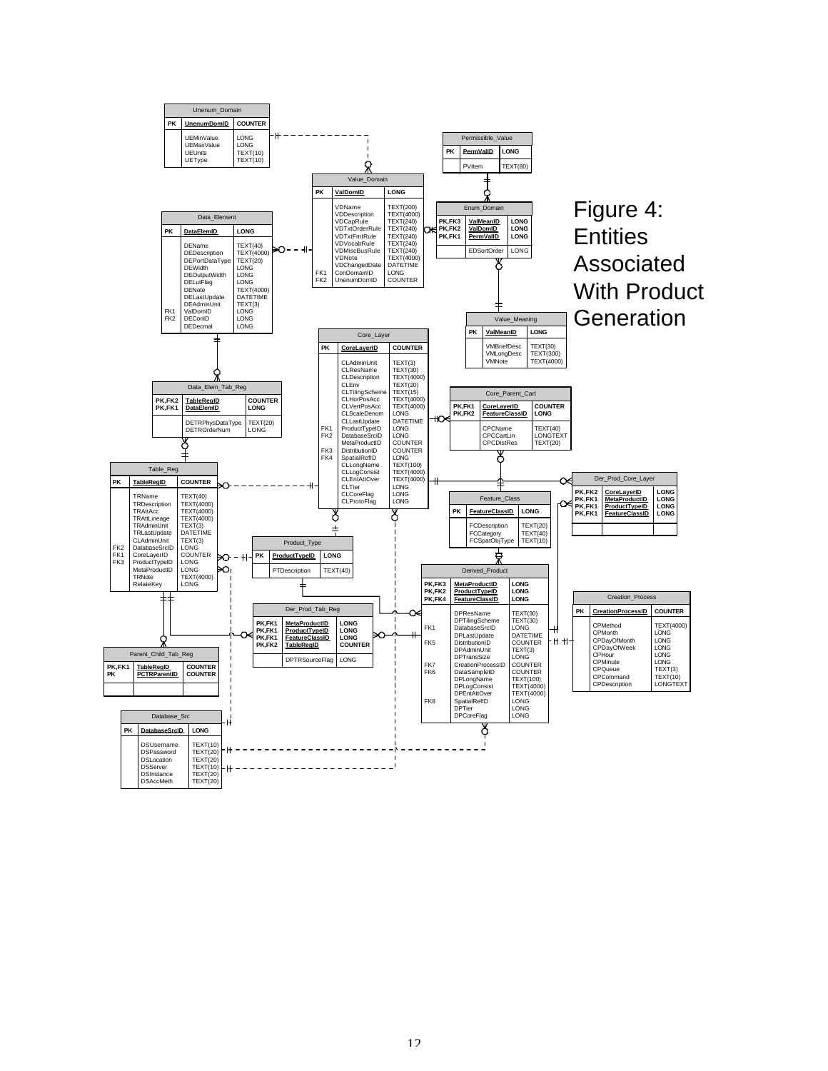Figure 4: Entities Associated With Product Generation

**Unenum_Domain**

| PK | UnenumDomID | COUNTER |
|---|---|---|
| | UEMinValue | LONG |
| | UEMaxValue | LONG |
| | UEUnits | TEXT(10) |
| | UEType | TEXT(10) |

**Permissible_Value**

| PK | PermValID | LONG |
|---|---|---|
| | PVItem | TEXT(80) |

**Value_Domain**

| PK | ValDomID | LONG |
|---|---|---|
| | VDName | TEXT(200) |
| | VDDescription | TEXT(4000) |
| | VDCapRule | TEXT(240) |
| | VDTxtOrderRule | TEXT(240) |
| | VDTxtFmtRule | TEXT(240) |
| | VDVocabRule | TEXT(240) |
| | VDMiscBusRule | TEXT(240) |
| | VDNote | TEXT(4000) |
| | VDChangedDate | DATETIME |
| FK1 | ConDomainID | LONG |
| FK2 | UnenumDomID | COUNTER |

**Enum_Domain**

| PK | | |
|---|---|---|
| PK,FK3 | ValMeanID | LONG |
| PK,FK2 | ValDomID | LONG |
| PK,FK1 | PermValID | LONG |
| | EDSortOrder | LONG |

**Data_Element**

| PK | DataElemID | LONG |
|---|---|---|
| | DEName | TEXT(40) |
| | DEDescription | TEXT(4000) |
| | DEPortDataType | TEXT(20) |
| | DEWidth | LONG |
| | DEOutputWidth | LONG |
| | DELutFlag | LONG |
| | DENote | TEXT(4000) |
| | DELastUpdate | DATETIME |
| | DEAdminUnit | TEXT(3) |
| FK1 | ValDomID | LONG |
| FK2 | DEConID | LONG |
| | DEDecmal | LONG |

**Value_Meaning**

| PK | ValMeanID | LONG |
|---|---|---|
| | VMBriefDesc | TEXT(30) |
| | VMLongDesc | TEXT(300) |
| | VMNote | TEXT(4000) |

**Core_Layer**

| PK | CoreLayerID | COUNTER |
|---|---|---|
| | CLAdminUnit | TEXT(3) |
| | CLResName | TEXT(30) |
| | CLDescription | TEXT(4000) |
| | CLEnv | TEXT(20) |
| | CLTilingScheme | TEXT(15) |
| | CLHorPosAcc | TEXT(4000) |
| | CLVertPosAcc | TEXT(4000) |
| | CLScaleDenom | LONG |
| | CLLastUpdate | DATETIME |
| FK1 | ProductTypeID | LONG |
| FK2 | DatabaseSrcID | LONG |
| | MetaProductID | COUNTER |
| FK3 | DistributionID | COUNTER |
| FK4 | SpatialRefID | LONG |
| | CLLongName | TEXT(100) |
| | CLLogConsist | TEXT(4000) |
| | CLEntAttOver | TEXT(4000) |
| | CLTier | LONG |
| | CLCoreFlag | LONG |
| | CLProtoFlag | LONG |

**Data_Elem_Tab_Reg**

| PK | | |
|---|---|---|
| PK,FK2 | TableRegID | COUNTER |
| PK,FK1 | DataElemID | LONG |
| | DETRPhysDataType | TEXT(20) |
| | DETROrderNum | LONG |

**Core_Parent_Cart**

| PK | | |
|---|---|---|
| PK,FK1 | CoreLayerID | COUNTER |
| PK,FK2 | FeatureClassID | LONG |
| | CPCName | TEXT(40) |
| | CPCCartLin | LONGTEXT |
| | CPCDistRes | TEXT(20) |

**Table_Reg**

| PK | TableRegID | COUNTER |
|---|---|---|
| | TRName | TEXT(40) |
| | TRDescription | TEXT(4000) |
| | TRAttAcc | TEXT(4000) |
| | TRAttLineage | TEXT(4000) |
| | TRAdminUnit | TEXT(3) |
| | TRLastUpdate | DATETIME |
| | CLAdminUnit | TEXT(3) |
| FK2 | DatabaseSrcID | LONG |
| FK1 | CoreLayerID | COUNTER |
| FK3 | ProductTypeID | LONG |
| | MetaProductID | LONG |
| | TRNote | TEXT(4000) |
| | RelateKey | LONG |

**Der_Prod_Core_Layer**

| PK | | |
|---|---|---|
| PK,FK2 | CoreLayerID | LONG |
| PK,FK1 | MetaProductID | LONG |
| PK,FK1 | ProductTypeID | LONG |
| PK,FK1 | FeatureClassID | LONG |

**Feature_Class**

| PK | FeatureClassID | LONG |
|---|---|---|
| | FCDescription | TEXT(20) |
| | FCCategory | TEXT(40) |
| | FCSpatObjType | TEXT(10) |

**Product_Type**

| PK | ProductTypeID | LONG |
|---|---|---|
| | PTDescription | TEXT(40) |

**Derived_Product**

| PK | | |
|---|---|---|
| PK,FK3 | MetaProductID | LONG |
| PK,FK2 | ProductTypeID | LONG |
| PK,FK4 | FeatureClassID | LONG |
| | DPResName | TEXT(30) |
| | DPTilingScheme | TEXT(30) |
| FK1 | DatabaseSrcID | LONG |
| | DPLastUpdate | DATETIME |
| FK5 | DistributionID | COUNTER |
| | DPAdminUnit | TEXT(3) |
| | DPTransSize | LONG |
| FK7 | CreationProcessID | COUNTER |
| FK6 | DataSampleID | COUNTER |
| | DPLongName | TEXT(100) |
| | DPLogConsist | TEXT(4000) |
| | DPEntAttOver | TEXT(4000) |
| FK8 | SpatialRefID | LONG |
| | DPTier | LONG |
| | DPCoreFlag | LONG |

**Creation_Process**

| PK | CreationProcessID | COUNTER |
|---|---|---|
| | CPMethod | TEXT(4000) |
| | CPMonth | LONG |
| | CPDayOfMonth | LONG |
| | CPDayOfWeek | LONG |
| | CPHour | LONG |
| | CPMinute | LONG |
| | CPQueue | TEXT(3) |
| | CPCommand | TEXT(10) |
| | CPDescription | LONGTEXT |

**Der_Prod_Tab_Reg**

| PK | | |
|---|---|---|
| PK,FK1 | MetaProductID | LONG |
| PK,FK1 | ProductTypeID | LONG |
| PK,FK1 | FeatureClassID | LONG |
| PK,FK2 | TableRegID | COUNTER |
| | DPTRSourceFlag | LONG |

**Parent_Child_Tab_Reg**

| PK | | |
|---|---|---|
| PK,FK1 | TableRegID | COUNTER |
| PK | PCTRParentID | COUNTER |

**Database_Src**

| PK | DatabaseSrcID | LONG |
|---|---|---|
| | DSUsername | TEXT(10) |
| | DSPassword | TEXT(20) |
| | DSLocation | TEXT(20) |
| | DSServer | TEXT(10) |
| | DSInstance | TEXT(20) |
| | DSAccMeth | TEXT(20) |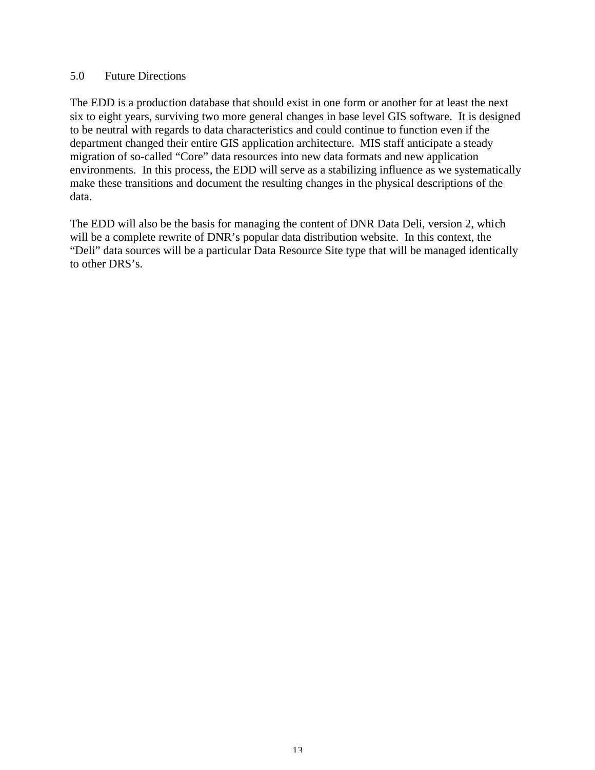## 5.0 Future Directions

The EDD is a production database that should exist in one form or another for at least the next six to eight years, surviving two more general changes in base level GIS software. It is designed to be neutral with regards to data characteristics and could continue to function even if the department changed their entire GIS application architecture. MIS staff anticipate a steady migration of so-called "Core" data resources into new data formats and new application environments. In this process, the EDD will serve as a stabilizing influence as we systematically make these transitions and document the resulting changes in the physical descriptions of the data.

The EDD will also be the basis for managing the content of DNR Data Deli, version 2, which will be a complete rewrite of DNR's popular data distribution website. In this context, the "Deli" data sources will be a particular Data Resource Site type that will be managed identically to other DRS's.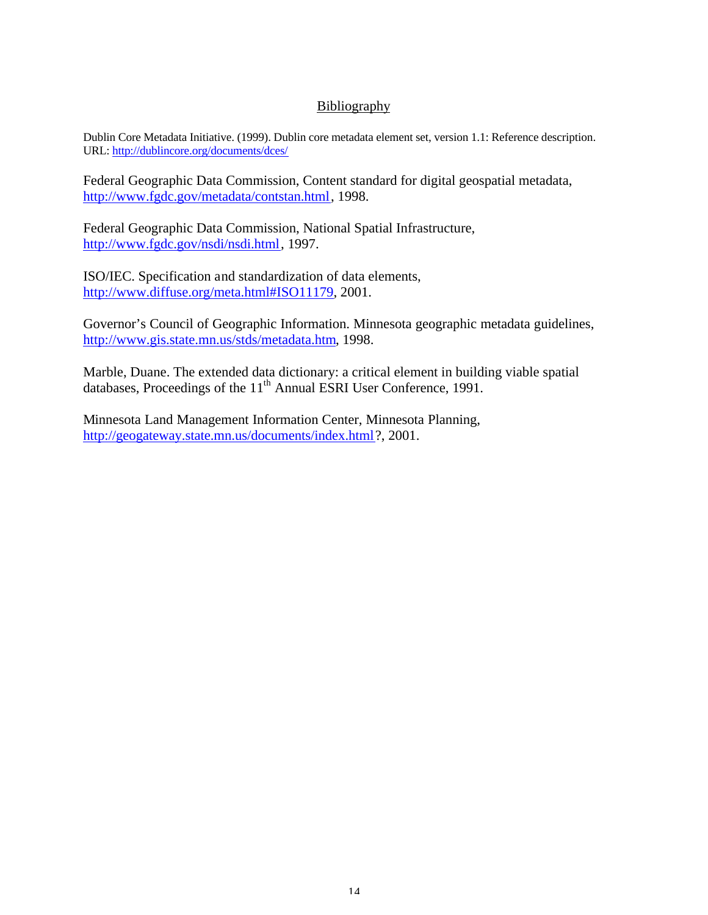## Bibliography

Dublin Core Metadata Initiative. (1999). Dublin core metadata element set, version 1.1: Reference description. URL: http://dublincore.org/documents/dces/

Federal Geographic Data Commission, Content standard for digital geospatial metadata, http://www.fgdc.gov/metadata/contstan.html, 1998.

Federal Geographic Data Commission, National Spatial Infrastructure, http://www.fgdc.gov/nsdi/nsdi.html, 1997.

ISO/IEC. Specification and standardization of data elements, http://www.diffuse.org/meta.html#ISO11179, 2001.

Governor's Council of Geographic Information. Minnesota geographic metadata guidelines, http://www.gis.state.mn.us/stds/metadata.htm, 1998.

Marble, Duane. The extended data dictionary: a critical element in building viable spatial databases, Proceedings of the 11th Annual ESRI User Conference, 1991.

Minnesota Land Management Information Center, Minnesota Planning, http://geogateway.state.mn.us/documents/index.html?, 2001.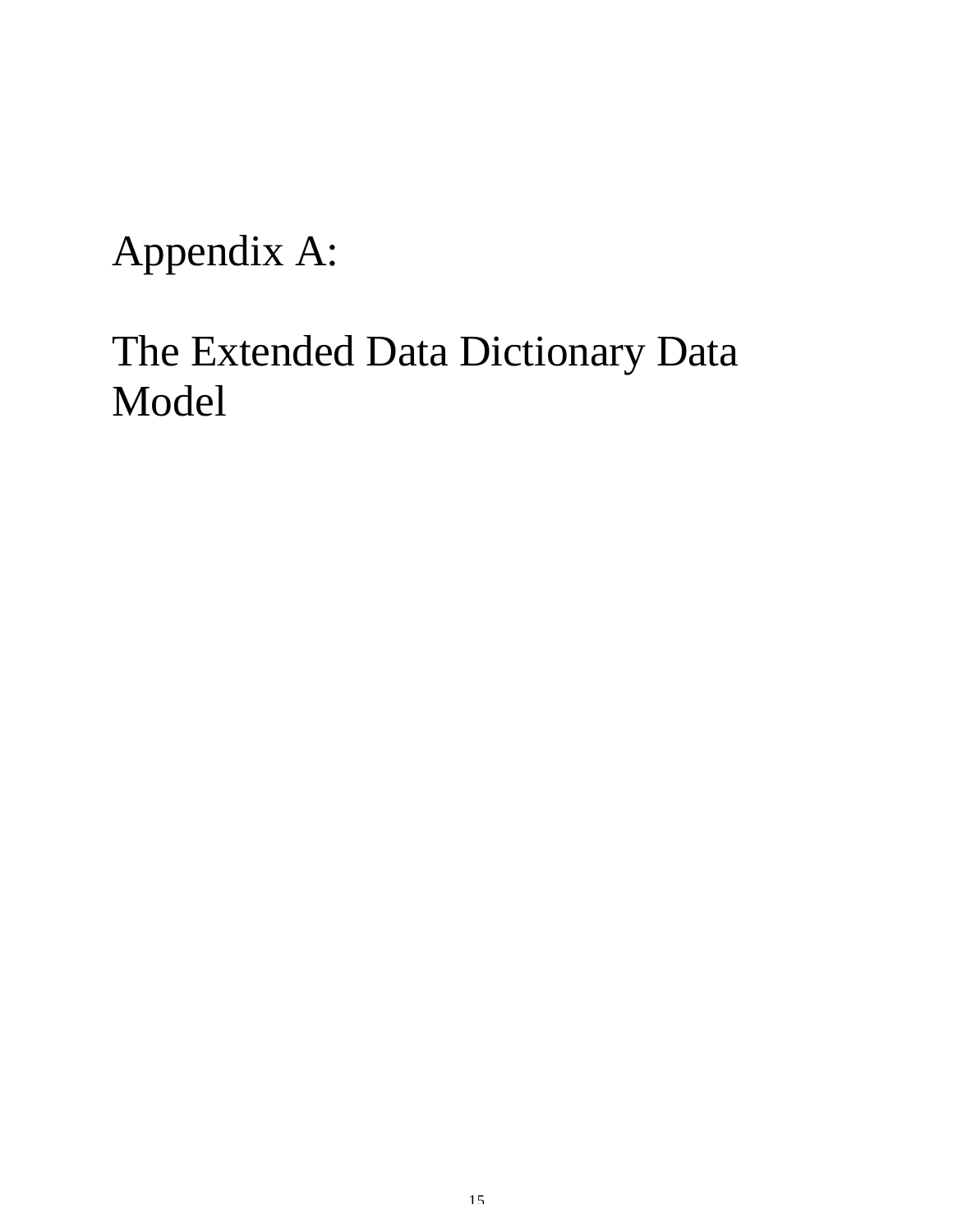# Appendix A:

# The Extended Data Dictionary Data Model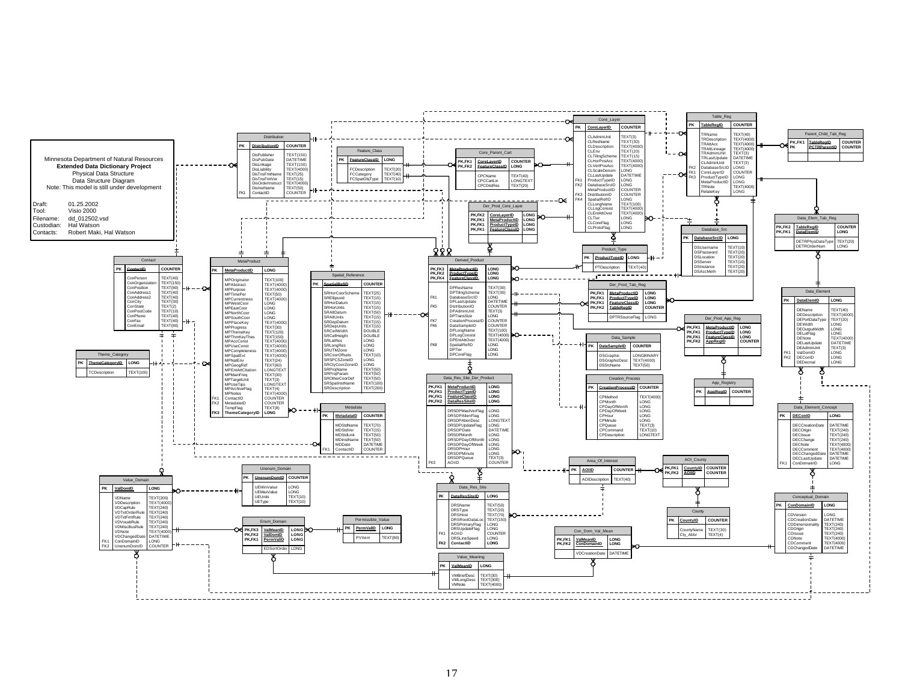Minnesota Department of Natural Resources
**Extended Data Dictionary Project**
Physical Data Structure
Data Structure Diagram
Note: This model is still under development

Draft: 01.25.2002
Tool: Visio 2000
Filename: dd_012502.vsd
Custodian: Hal Watson
Contacts: Robert Maki, Hal Watson

### Distribution

| | | |
|---|---|---|
| PK | **DistributionID** | COUNTER |
| | DisPublisher | TEXT(150) |
| | DisPubDate | DATETIME |
| | DisLinkage | TEXT(150) |
| | DisLiability | TEXT(4000) |
| | DisTrnsFrmtName | TEXT(25) |
| | DisTrnsFrmtVer | TEXT(15) |
| | DisOrderInstruct | TEXT(4000) |
| | DisInstName | TEXT(50) |
| FK1 | ContactID | COUNTER |

### Feature_Class

| | | |
|---|---|---|
| PK | **FeatureClassID** | LONG |
| | FCDescription | TEXT(20) |
| | FCCategory | TEXT(40) |
| | FCSpatObjType | TEXT(10) |

### Core_Parent_Cart

| | | |
|---|---|---|
| PK,FK1 | **CoreLayerID** | COUNTER |
| PK,FK2 | **FeatureClassID** | LONG |
| | CPCName | TEXT(40) |
| | CPCCartLin | LONGTEXT |
| | CPCDistRes | TEXT(20) |

### Core_Layer

| | | |
|---|---|---|
| PK | **CoreLayerID** | COUNTER |
| | CLAdminUnit | TEXT(3) |
| | CLResName | TEXT(30) |
| | CLDescription | TEXT(4000) |
| | CLEnv | TEXT(20) |
| | CLTilingScheme | TEXT(15) |
| | CLHorPosAcc | TEXT(4000) |
| | CLVertPosAcc | TEXT(4000) |
| | CLScaleDenom | LONG |
| | CLLastUpdate | DATETIME |
| FK1 | ProductTypeID | LONG |
| FK2 | DatabaseSrcID | LONG |
| | MetaProductID | COUNTER |
| FK3 | DistributionID | COUNTER |
| FK4 | SpatialRefID | LONG |
| | CLLongName | TEXT(100) |
| | CLLogConsist | TEXT(4000) |
| | CLEntAttOver | TEXT(4000) |
| | CLTier | LONG |
| | CLCoreFlag | LONG |
| | CLProtoFlag | LONG |

### Table_Reg

| | | |
|---|---|---|
| PK | **TableRegID** | COUNTER |
| | TRName | TEXT(40) |
| | TRDescription | TEXT(4000) |
| | TRAttAcc | TEXT(4000) |
| | TRAttLineage | TEXT(4000) |
| | TRAdminUnit | TEXT(3) |
| | TRLastUpdate | DATETIME |
| | CLAdminUnit | TEXT(3) |
| FK2 | DatabaseSrcID | LONG |
| FK1 | CoreLayerID | COUNTER |
| FK3 | ProductTypeID | LONG |
| | MetaProductID | LONG |
| | TRNote | TEXT(4000) |
| | RelateKey | LONG |

### Parent_Child_Tab_Reg

| | | |
|---|---|---|
| PK,FK1 | **TableRegID** | COUNTER |
| PK | **PCTRParentID** | COUNTER |

### Der_Prod_Core_Layer

| | | |
|---|---|---|
| PK,FK2 | **CoreLayerID** | LONG |
| PK,FK1 | **MetaProductID** | LONG |
| PK,FK1 | **ProductTypeID** | LONG |
| PK,FK1 | **FeatureClassID** | LONG |

### Database_Src

| | | |
|---|---|---|
| PK | **DatabaseSrcID** | LONG |
| | DSUsername | TEXT(10) |
| | DSPassword | TEXT(20) |
| | DSLocation | TEXT(20) |
| | DSServer | TEXT(10) |
| | DSInstance | TEXT(20) |
| | DSAccMeth | TEXT(20) |

### Data_Elem_Tab_Reg

| | | |
|---|---|---|
| PK,FK2 | **TableRegID** | COUNTER |
| PK,FK1 | **DataElemID** | LONG |
| | DETRPhysDataType | TEXT(20) |
| | DETROrderNum | LONG |

### Product_Type

| | | |
|---|---|---|
| PK | **ProductTypeID** | LONG |
| | PTDescription | TEXT(40) |

### Contact

| | | |
|---|---|---|
| PK | **ContactID** | COUNTER |
| | ConPerson | TEXT(40) |
| | ConOrganization | TEXT(150) |
| | ConPosition | TEXT(80) |
| | ConAddress1 | TEXT(40) |
| | ConAddress2 | TEXT(40) |
| | ConCity | TEXT(30) |
| | ConState | TEXT(2) |
| | ConPostCode | TEXT(10) |
| | ConPhone | TEXT(40) |
| | ConFax | TEXT(40) |
| | ConEmail | TEXT(80) |

### MetaProduct

| | | |
|---|---|---|
| PK | **MetaProductID** | LONG |
| | MPOriginator | TEXT(100) |
| | MPAbstract | TEXT(4000) |
| | MPPurpose | TEXT(4000) |
| | MPTimePer | TEXT(50) |
| | MPCurrentness | TEXT(4000) |
| | MPWestCoor | LONG |
| | MPEastCoor | LONG |
| | MPNorthCoor | LONG |
| | MPSouthCoor | LONG |
| | MPPlaceKey | TEXT(4000) |
| | MPProgress | TEXT(30) |
| | MPThemeKey | TEXT(120) |
| | MPThmKeyThes | TEXT(150) |
| | MPAccConst | TEXT(4000) |
| | MPUseConst | TEXT(4000) |
| | MPCompleteness | TEXT(4000) |
| | MPSpatExt | TEXT(4000) |
| | MPNatEnv | TEXT(24) |
| | MPGeogRef | TEXT(60) |
| | MPEntAttCitation | LONGTEXT |
| | MPMainFreq | TEXT(30) |
| | MPTargetUnit | TEXT(3) |
| | MPUseTips | LONGTEXT |
| | MPArchiveFlag | TEXT(4) |
| | MPNotes | TEXT(4000) |
| FK1 | ContactID | COUNTER |
| FK2 | MetadataID | COUNTER |
| | TempFlag | TEXT(8) |
| FK3 | **ThemeCategoryID** | LONG |

### Spatial_Reference

| | | |
|---|---|---|
| PK | **SpatialRefID** | COUNTER |
| | SRHorCoorScheme | TEXT(25) |
| | SREllipsoid | TEXT(15) |
| | SRHorDatum | TEXT(15) |
| | SRHorUnits | TEXT(15) |
| | SRAltDatum | TEXT(50) |
| | SRAltUnits | TEXT(15) |
| | SRDepDatum | TEXT(15) |
| | SRDepUnits | TEXT(15) |
| | SRCellWidth | DOUBLE |
| | SRCellHeight | DOUBLE |
| | SRLatRes | LONG |
| | SRLongRes | LONG |
| | SRUTMZone | TEXT(10) |
| | SRSPCSZoneID | LONG |
| | SRCtyCoorZoneID | LONG |
| | SRProjName | TEXT(50) |
| | SRProjParam | TEXT(50) |
| | SROtherCoorDef | TEXT(50) |
| | SRSpatInstName | TEXT(100) |
| | SRDescription | TEXT(200) |

### Derived_Product

| | | |
|---|---|---|
| PK,FK3 | **MetaProductID** | LONG |
| PK,FK2 | **ProductTypeID** | LONG |
| PK,FK4 | **FeatureClassID** | LONG |
| | DPResName | TEXT(30) |
| | DPTilingScheme | TEXT(30) |
| FK1 | DatabaseSrcID | LONG |
| | DPLastUpdate | DATETIME |
| FK5 | DistributionID | COUNTER |
| | DPAdminUnit | TEXT(3) |
| | DPTransSize | LONG |
| FK7 | CreationProcessID | COUNTER |
| FK6 | DataSampleID | COUNTER |
| | DPLongName | TEXT(100) |
| | DPLogConsist | TEXT(4000) |
| | DPEntAttOver | TEXT(4000) |
| FK8 | SpatialRefID | LONG |
| | DPTier | LONG |
| | DPCoreFlag | LONG |

### Der_Prod_Tab_Reg

| | | |
|---|---|---|
| PK,FK1 | **MetaProductID** | LONG |
| PK,FK1 | **ProductTypeID** | LONG |
| PK,FK1 | **FeatureClassID** | LONG |
| PK,FK2 | **TableRegID** | COUNTER |
| | DPTRSourceFlag | LONG |

### Der_Prod_App_Reg

| | | |
|---|---|---|
| PK,FK1 | **MetaProductID** | LONG |
| PK,FK1 | **ProductTypeID** | LONG |
| PK,FK1 | **FeatureClassID** | LONG |
| PK,FK2 | **AppRegID** | COUNTER |

### Data_Element

| | | |
|---|---|---|
| PK | **DataElemID** | LONG |
| | DEName | TEXT(40) |
| | DEDescription | TEXT(4000) |
| | DEPortDataType | TEXT(20) |
| | DEWidth | LONG |
| | DEOutputWidth | LONG |
| | DELutFlag | LONG |
| | DENote | TEXT(4000) |
| | DELastUpdate | DATETIME |
| | DEAdminUnit | TEXT(3) |
| FK1 | ValDomID | LONG |
| FK2 | DEConID | LONG |
| | DEDecimal | LONG |

### Data_Sample

| | | |
|---|---|---|
| PK | **DataSampleID** | COUNTER |
| | DSGraphic | LONGBINARY |
| | DSGraphicDesc | TEXT(4000) |
| | DSSrcName | TEXT(50) |

### App_Registry

| | | |
|---|---|---|
| PK | **AppRegID** | COUNTER |

### Creation_Process

| | | |
|---|---|---|
| PK | **CreationProcessID** | COUNTER |
| | CPMethod | TEXT(4000) |
| | CPMonth | LONG |
| | CPDayOfMonth | LONG |
| | CPDayOfWeek | LONG |
| | CPHour | LONG |
| | CPMinute | LONG |
| | CPQueue | TEXT(3) |
| | CPCommand | TEXT(10) |
| | CPDescription | LONGTEXT |

### Theme_Category

| | | |
|---|---|---|
| PK | **ThemeCategoryID** | LONG |
| | TCDescription | TEXT(100) |

### Metadata

| | | |
|---|---|---|
| PK | **MetadataID** | COUNTER |
| | MDStdName | TEXT(70) |
| | MDStdVer | TEXT(15) |
| | MDStdLink | TEXT(50) |
| | MDInstName | TEXT(50) |
| | MDDate | DATETIME |
| FK1 | ContactID | COUNTER |

### Data_Res_Site_Der_Product

| | | |
|---|---|---|
| PK,FK1 | **MetaProductID** | LONG |
| PK,FK1 | **ProductTypeID** | LONG |
| PK,FK1 | **FeatureClassID** | LONG |
| PK,FK2 | **DataResSiteID** | LONG |
| | DRSDPMastVerFlag | LONG |
| | DRSDPAllenFlag | LONG |
| | DRSDPAlienDesc | LONGTEXT |
| | DRSDPUpdateFlag | LONG |
| | DRSDPDate | DATETIME |
| | DRSDPMonth | LONG |
| | DRSDPDayOfMonth | LONG |
| | DRSDPDayOfWeek | LONG |
| | DRSDPHour | LONG |
| | DRSDPMinute | LONG |
| | DRSDPQueue | TEXT(3) |
| FK3 | AOIID | COUNTER |

### Data_Element_Concept

| | | |
|---|---|---|
| PK | **DEConID** | LONG |
| | DECCreationDate | DATETIME |
| | DECOrigin | TEXT(240) |
| | DECIssue | TEXT(240) |
| | DECChange | TEXT(240) |
| | DECNote | TEXT(4000) |
| | DECComment | TEXT(4000) |
| | DECChangedDate | DATETIME |
| | DECLastUpdate | DATETIME |
| FK1 | ConDomainID | LONG |

### Unenum_Domain

| | | |
|---|---|---|
| PK | **UnenumDomID** | COUNTER |
| | UEMinValue | LONG |
| | UEMaxValue | LONG |
| | UEUnits | TEXT(10) |
| | UEType | TEXT(10) |

### Value_Domain

| | | |
|---|---|---|
| PK | **ValDomID** | LONG |
| | VDName | TEXT(200) |
| | VDDescription | TEXT(4000) |
| | VDCapRule | TEXT(240) |
| | VDTxtOrderRule | TEXT(240) |
| | VDTxtFrmtRule | TEXT(240) |
| | VDVocabRule | TEXT(240) |
| | VDMiscBusRule | TEXT(240) |
| | VDNote | TEXT(4000) |
| | VDChangedDate | DATETIME |
| FK1 | ConDomainID | LONG |
| FK2 | UnenumDomID | COUNTER |

### Area_Of_Interest

| | | |
|---|---|---|
| PK | **AOIID** | COUNTER |
| | AOIDescription | TEXT(40) |

### AOI_County

| | | |
|---|---|---|
| PK,FK1 | **CountyID** | COUNTER |
| PK,FK2 | **AOIID** | COUNTER |

### Data_Res_Site

| | | |
|---|---|---|
| PK | **DataResSiteID** | LONG |
| | DRSName | TEXT(50) |
| | DRSType | TEXT(20) |
| | DRSHost | TEXT(70) |
| | DRSRootDataLoc | TEXT(150) |
| | DRSPrimaryFlag | LONG |
| | DRSUpdateFlag | LONG |
| FK1 | AOIID | COUNTER |
| | DRSLineSpeed | LONG |
| FK2 | **ContactID** | LONG |

### County

| | | |
|---|---|---|
| PK | **CountyID** | COUNTER |
| | CountyName | TEXT(30) |
| | Cty_Abbr | TEXT(4) |

### Conceptual_Domain

| | | |
|---|---|---|
| PK | **ConDomainID** | LONG |
| | CDVersion | LONG |
| | CDCreationDate | DATETIME |
| | CDDimensionality | TEXT(240) |
| | CDOrigin | TEXT(240) |
| | CDIssue | TEXT(240) |
| | CDNote | TEXT(4000) |
| | CDComment | TEXT(4000) |
| | CDChangedDate | DATETIME |

### Enum_Domain

| | | |
|---|---|---|
| PK,FK3 | **ValMeanID** | LONG |
| PK,FK2 | **ValDomID** | LONG |
| PK,FK1 | **PermValID** | LONG |
| | EDSortOrder | LONG |

### Permissible_Value

| | | |
|---|---|---|
| PK | **PermValID** | LONG |
| | PVItem | TEXT(80) |

### Con_Dom_Val_Mean

| | | |
|---|---|---|
| PK,FK1 | **ValMeanID** | LONG |
| PK,FK2 | **ConDomainID** | LONG |
| | VDCreationDate | DATETIME |

### Value_Meaning

| | | |
|---|---|---|
| PK | **ValMeanID** | LONG |
| | VMBriefDesc | TEXT(30) |
| | VMLongDesc | TEXT(300) |
| | VMNote | TEXT(4000) |